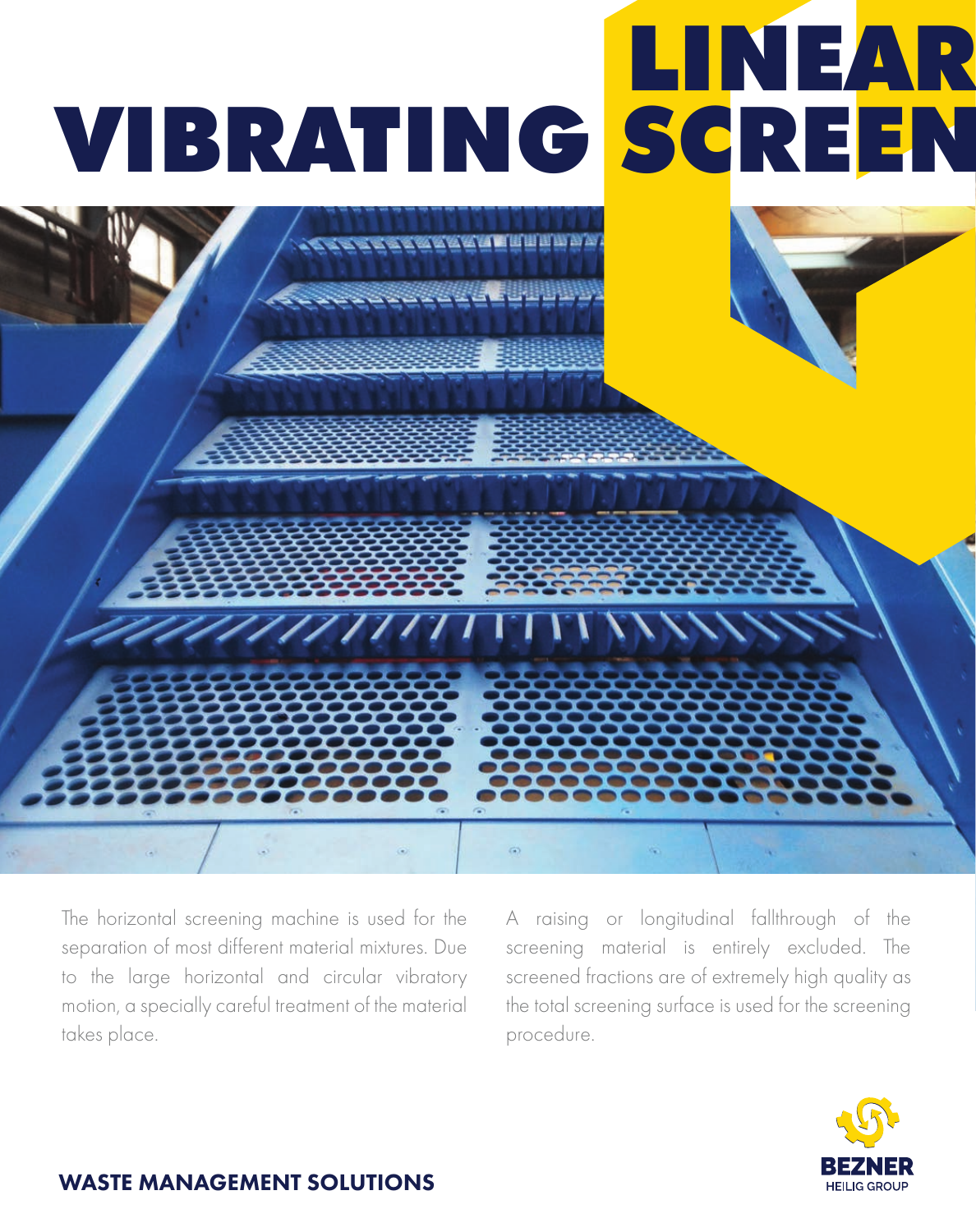# LINEAR VIBRATING SCREEN

The horizontal screening machine is used for the separation of most different material mixtures. Due to the large horizontal and circular vibratory motion, a specially careful treatment of the material takes place.

A raising or longitudinal fallthrough of the screening material is entirely excluded. The screened fractions are of extremely high quality as the total screening surface is used for the screening procedure.

**WASTE MANAGEMENT SOLUTIONS**

BEZNER
HEILIG GROUP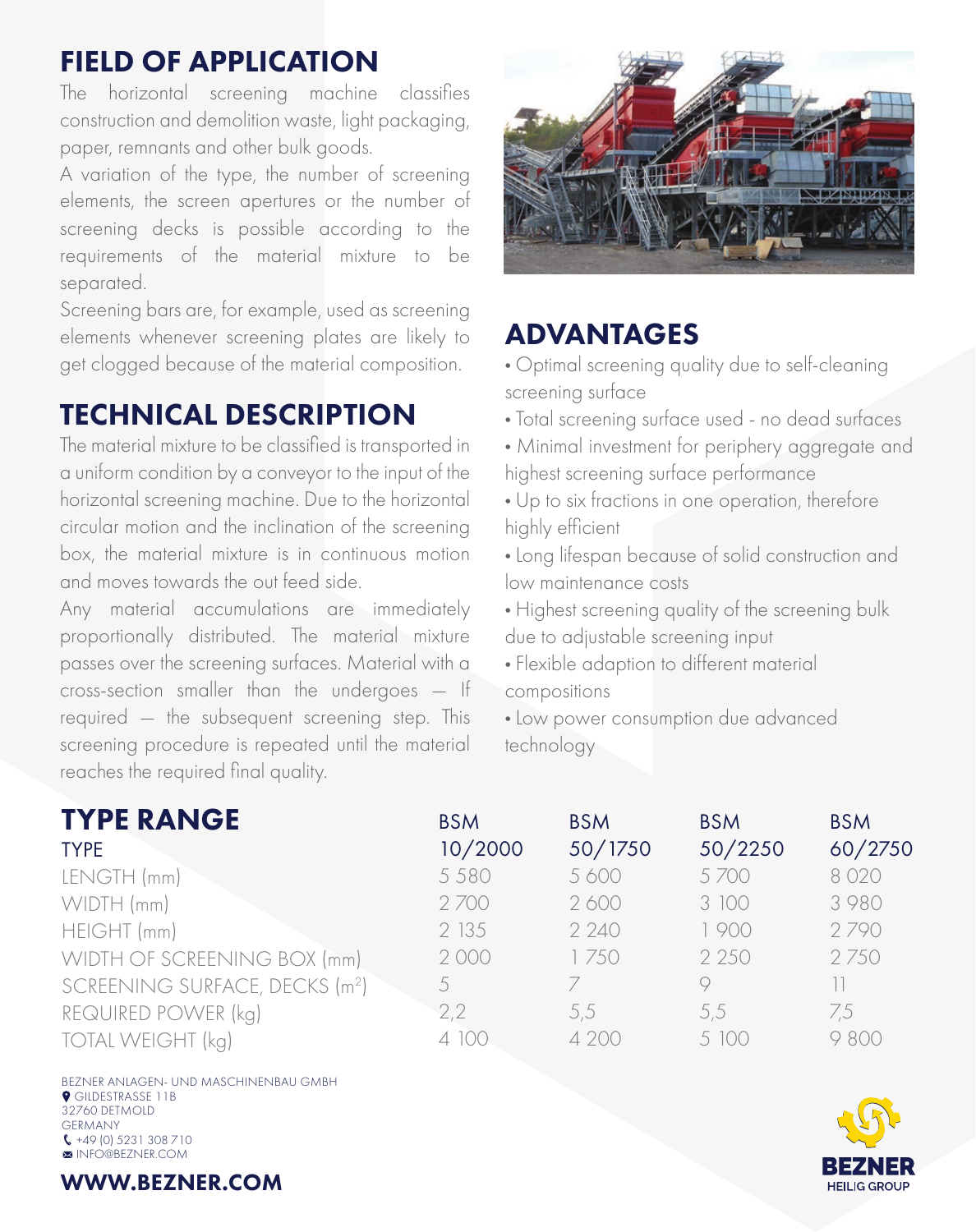## FIELD OF APPLICATION

The horizontal screening machine classifies construction and demolition waste, light packaging, paper, remnants and other bulk goods.

A variation of the type, the number of screening elements, the screen apertures or the number of screening decks is possible according to the requirements of the material mixture to be separated.

Screening bars are, for example, used as screening elements whenever screening plates are likely to get clogged because of the material composition.

## TECHNICAL DESCRIPTION

The material mixture to be classified is transported in a uniform condition by a conveyor to the input of the horizontal screening machine. Due to the horizontal circular motion and the inclination of the screening box, the material mixture is in continuous motion and moves towards the out feed side.

Any material accumulations are immediately proportionally distributed. The material mixture passes over the screening surfaces. Material with a cross-section smaller than the undergoes – If required – the subsequent screening step. This screening procedure is repeated until the material reaches the required final quality.

## ADVANTAGES

- Optimal screening quality due to self-cleaning screening surface
- Total screening surface used - no dead surfaces
- Minimal investment for periphery aggregate and highest screening surface performance
- Up to six fractions in one operation, therefore highly efficient
- Long lifespan because of solid construction and low maintenance costs
- Highest screening quality of the screening bulk due to adjustable screening input
- Flexible adaption to different material compositions
- Low power consumption due advanced technology

## TYPE RANGE

| TYPE | BSM 10/2000 | BSM 50/1750 | BSM 50/2250 | BSM 60/2750 |
|---|---|---|---|---|
| LENGTH (mm) | 5 580 | 5 600 | 5 700 | 8 020 |
| WIDTH (mm) | 2 700 | 2 600 | 3 100 | 3 980 |
| HEIGHT (mm) | 2 135 | 2 240 | 1 900 | 2 790 |
| WIDTH OF SCREENING BOX (mm) | 2 000 | 1 750 | 2 250 | 2 750 |
| SCREENING SURFACE, DECKS ($m^2$) | 5 | 7 | 9 | 11 |
| REQUIRED POWER (kg) | 2,2 | 5,5 | 5,5 | 7,5 |
| TOTAL WEIGHT (kg) | 4 100 | 4 200 | 5 100 | 9 800 |

BEZNER ANLAGEN- UND MASCHINENBAU GMBH
GILDESTRASSE 11B
32760 DETMOLD
GERMANY
+49 (0) 5231 308 710
INFO@BEZNER.COM

**WWW.BEZNER.COM**

BEZNER
HEILIG GROUP